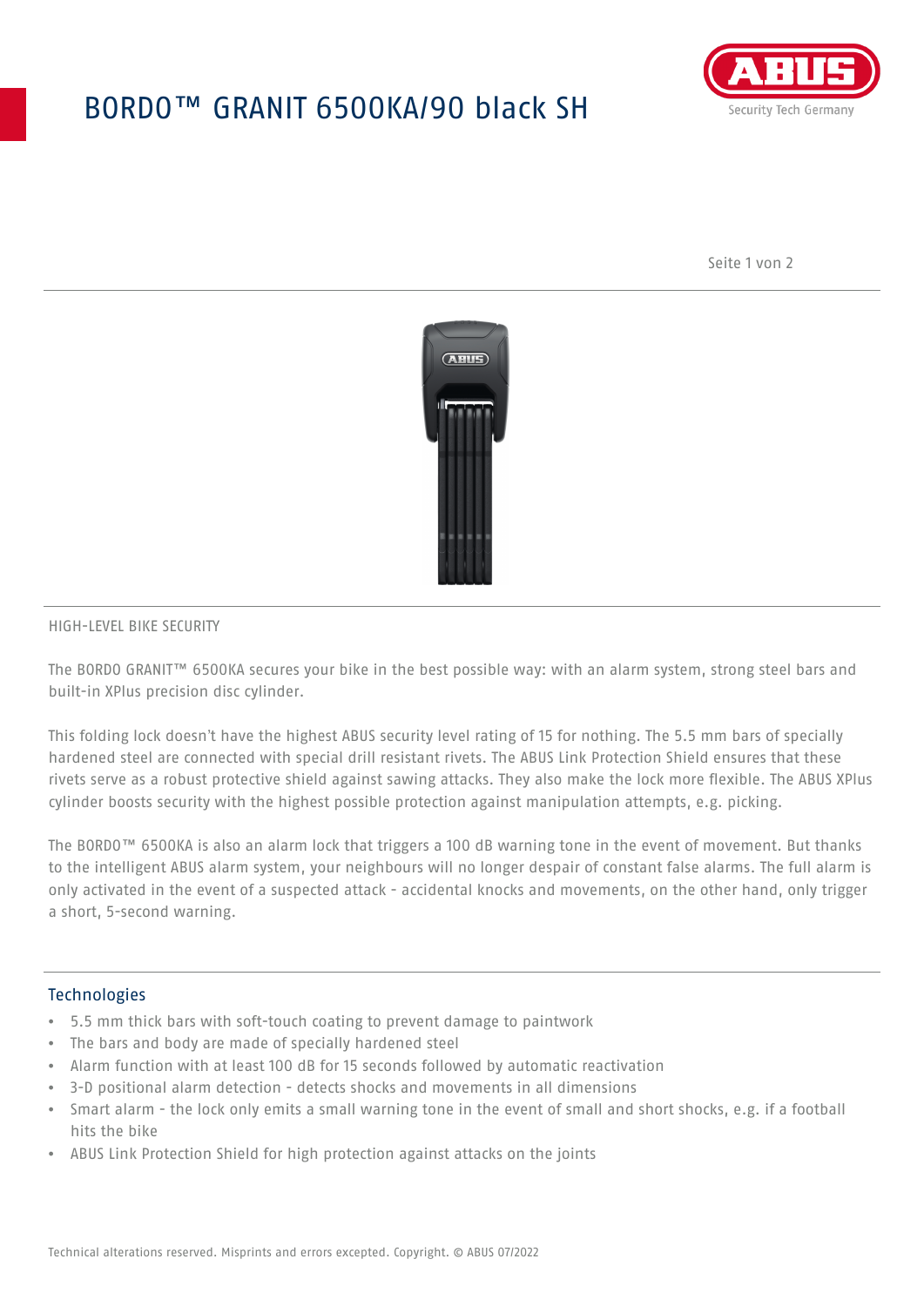# BORDO™ GRANIT 6500KA/90 black SH

HIGH-LEVEL BIKE SECURITY

The BORDO GRANIT™ 6500KA secures your bike in the best possible way: with an alarm system, strong steel bars and built-in XPlus precision disc cylinder.

This folding lock doesn't have the highest ABUS security level rating of 15 for nothing. The 5.5 mm bars of specially hardened steel are connected with special drill resistant rivets. The ABUS Link Protection Shield ensures that these rivets serve as a robust protective shield against sawing attacks. They also make the lock more flexible. The ABUS XPlus cylinder boosts security with the highest possible protection against manipulation attempts, e.g. picking.

The BORDO™ 6500KA is also an alarm lock that triggers a 100 dB warning tone in the event of movement. But thanks to the intelligent ABUS alarm system, your neighbours will no longer despair of constant false alarms. The full alarm is only activated in the event of a suspected attack - accidental knocks and movements, on the other hand, only trigger a short, 5-second warning.

## Technologies

- 5.5 mm thick bars with soft-touch coating to prevent damage to paintwork
- The bars and body are made of specially hardened steel
- Alarm function with at least 100 dB for 15 seconds followed by automatic reactivation
- 3-D positional alarm detection - detects shocks and movements in all dimensions
- Smart alarm - the lock only emits a small warning tone in the event of small and short shocks, e.g. if a football hits the bike
- ABUS Link Protection Shield for high protection against attacks on the joints

Technical alterations reserved. Misprints and errors excepted. Copyright. © ABUS 07/2022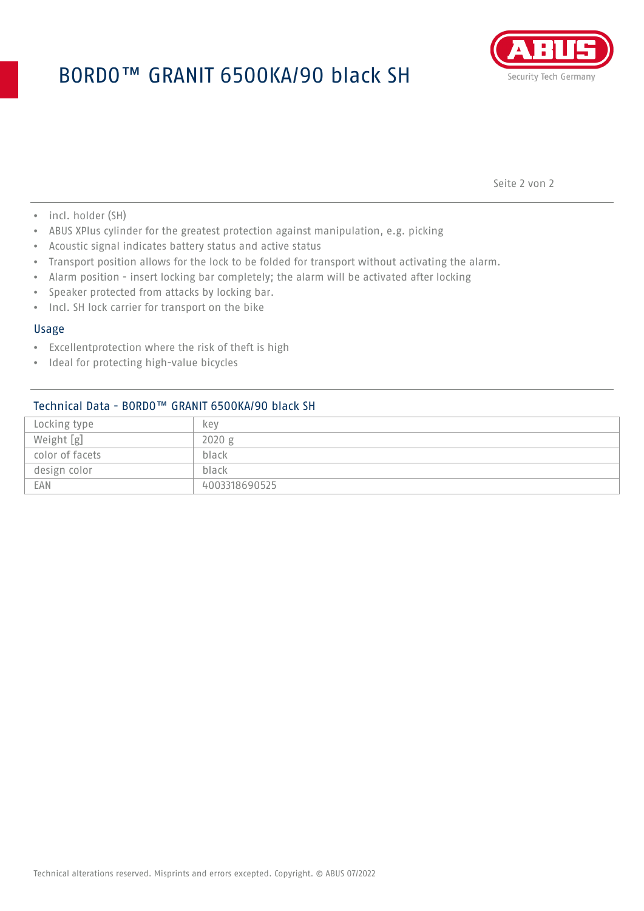- incl. holder (SH)
- ABUS XPlus cylinder for the greatest protection against manipulation, e.g. picking
- Acoustic signal indicates battery status and active status
- Transport position allows for the lock to be folded for transport without activating the alarm.
- Alarm position - insert locking bar completely; the alarm will be activated after locking
- Speaker protected from attacks by locking bar.
- Incl. SH lock carrier for transport on the bike

## Usage

- Excellentprotection where the risk of theft is high
- Ideal for protecting high-value bicycles

## Technical Data - BORDO™ GRANIT 6500KA/90 black SH

| | |
|---|---|
| Locking type | key |
| Weight [g] | 2020 g |
| color of facets | black |
| design color | black |
| EAN | 4003318690525 |

Technical alterations reserved. Misprints and errors excepted. Copyright. © ABUS 07/2022